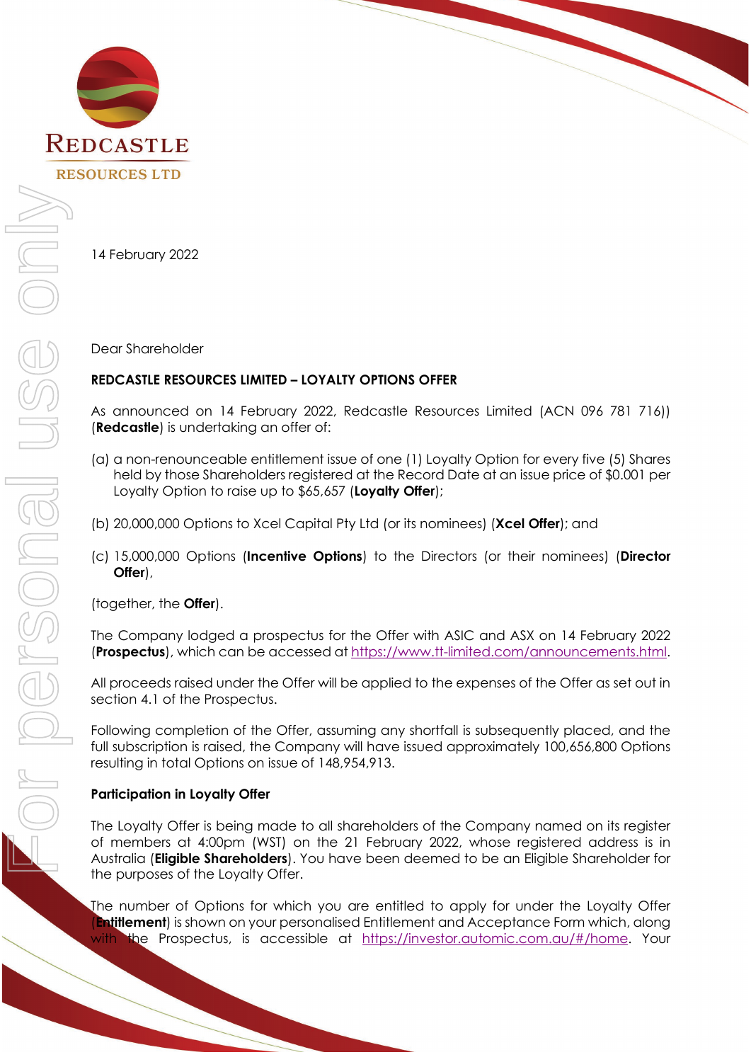REDCASTLE
RESOURCES LTD

14 February 2022

Dear Shareholder

**REDCASTLE RESOURCES LIMITED – LOYALTY OPTIONS OFFER**

As announced on 14 February 2022, Redcastle Resources Limited (ACN 096 781 716)) (**Redcastle**) is undertaking an offer of:

(a) a non-renounceable entitlement issue of one (1) Loyalty Option for every five (5) Shares held by those Shareholders registered at the Record Date at an issue price of $0.001 per Loyalty Option to raise up to $65,657 (**Loyalty Offer**);

(b) 20,000,000 Options to Xcel Capital Pty Ltd (or its nominees) (**Xcel Offer**); and

(c) 15,000,000 Options (**Incentive Options**) to the Directors (or their nominees) (**Director Offer**),

(together, the **Offer**).

The Company lodged a prospectus for the Offer with ASIC and ASX on 14 February 2022 (**Prospectus**), which can be accessed at https://www.tt-limited.com/announcements.html.

All proceeds raised under the Offer will be applied to the expenses of the Offer as set out in section 4.1 of the Prospectus.

Following completion of the Offer, assuming any shortfall is subsequently placed, and the full subscription is raised, the Company will have issued approximately 100,656,800 Options resulting in total Options on issue of 148,954,913.

**Participation in Loyalty Offer**

The Loyalty Offer is being made to all shareholders of the Company named on its register of members at 4:00pm (WST) on the 21 February 2022, whose registered address is in Australia (**Eligible Shareholders**). You have been deemed to be an Eligible Shareholder for the purposes of the Loyalty Offer.

The number of Options for which you are entitled to apply for under the Loyalty Offer (**Entitlement**) is shown on your personalised Entitlement and Acceptance Form which, along with the Prospectus, is accessible at https://investor.automic.com.au/#/home. Your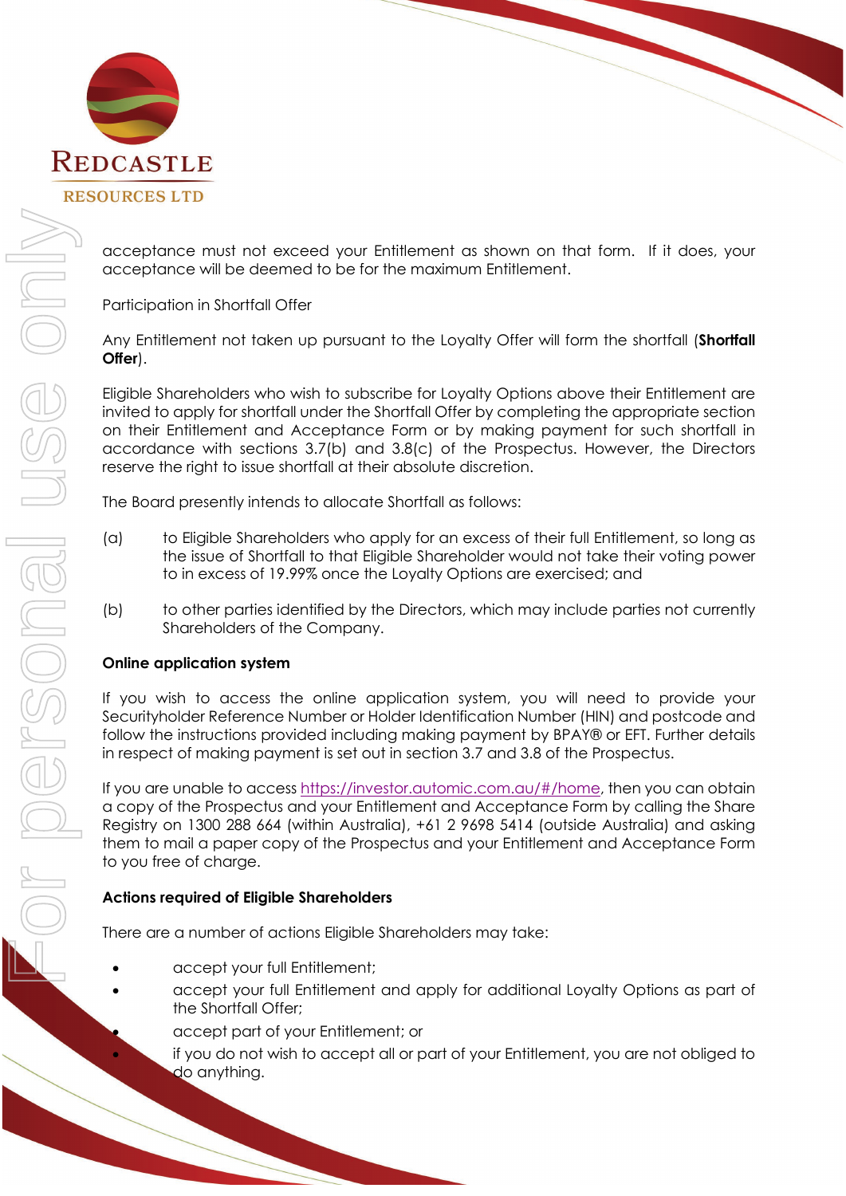acceptance must not exceed your Entitlement as shown on that form. If it does, your acceptance will be deemed to be for the maximum Entitlement.

Participation in Shortfall Offer

Any Entitlement not taken up pursuant to the Loyalty Offer will form the shortfall (**Shortfall Offer**).

Eligible Shareholders who wish to subscribe for Loyalty Options above their Entitlement are invited to apply for shortfall under the Shortfall Offer by completing the appropriate section on their Entitlement and Acceptance Form or by making payment for such shortfall in accordance with sections 3.7(b) and 3.8(c) of the Prospectus. However, the Directors reserve the right to issue shortfall at their absolute discretion.

The Board presently intends to allocate Shortfall as follows:

(a) to Eligible Shareholders who apply for an excess of their full Entitlement, so long as the issue of Shortfall to that Eligible Shareholder would not take their voting power to in excess of 19.99% once the Loyalty Options are exercised; and

(b) to other parties identified by the Directors, which may include parties not currently Shareholders of the Company.

**Online application system**

If you wish to access the online application system, you will need to provide your Securityholder Reference Number or Holder Identification Number (HIN) and postcode and follow the instructions provided including making payment by BPAY® or EFT. Further details in respect of making payment is set out in section 3.7 and 3.8 of the Prospectus.

If you are unable to access https://investor.automic.com.au/#/home, then you can obtain a copy of the Prospectus and your Entitlement and Acceptance Form by calling the Share Registry on 1300 288 664 (within Australia), +61 2 9698 5414 (outside Australia) and asking them to mail a paper copy of the Prospectus and your Entitlement and Acceptance Form to you free of charge.

**Actions required of Eligible Shareholders**

There are a number of actions Eligible Shareholders may take:

- accept your full Entitlement;
- accept your full Entitlement and apply for additional Loyalty Options as part of the Shortfall Offer;
- accept part of your Entitlement; or
- if you do not wish to accept all or part of your Entitlement, you are not obliged to do anything.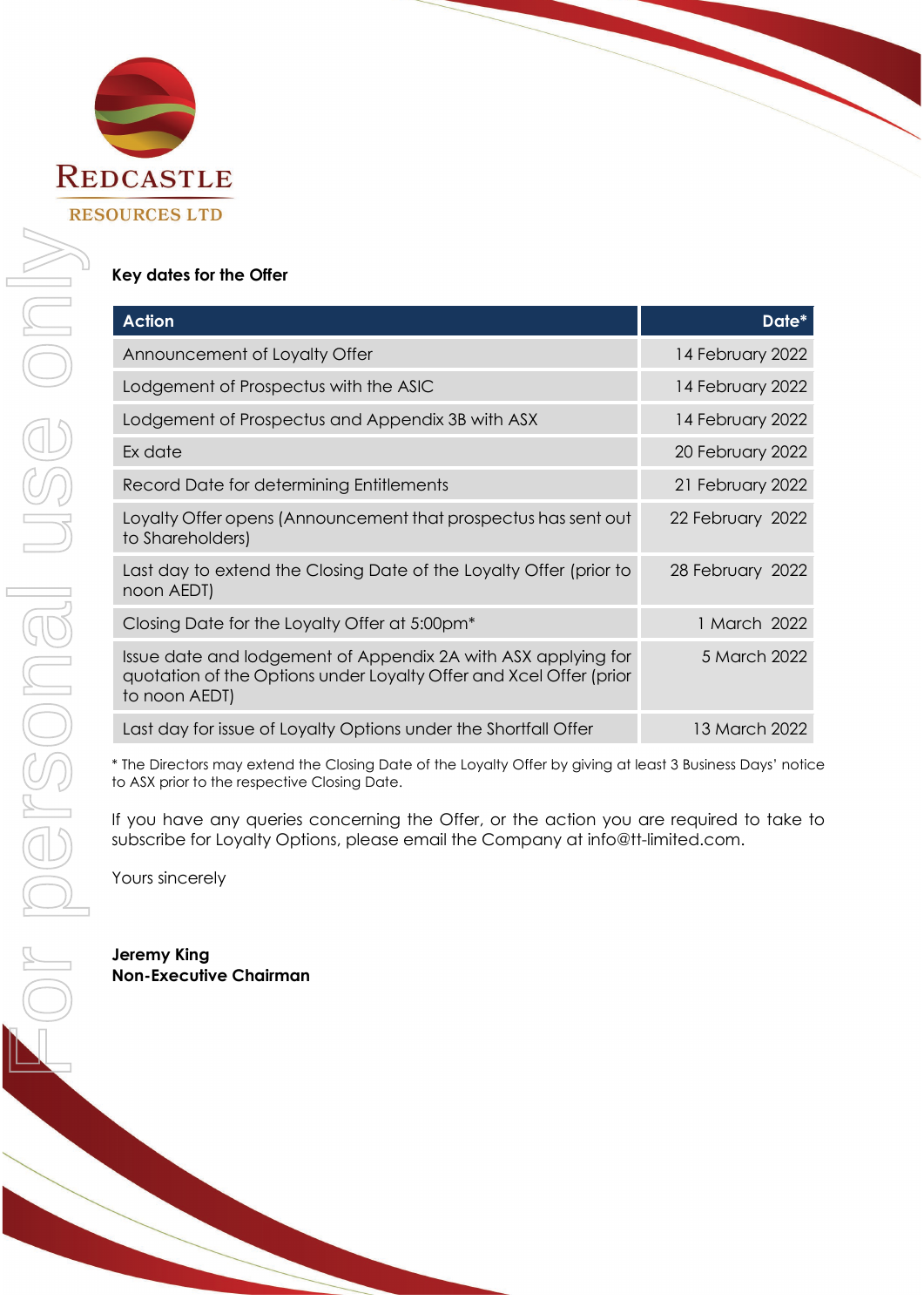**Key dates for the Offer**

| Action | Date* |
|---|---|
| Announcement of Loyalty Offer | 14 February 2022 |
| Lodgement of Prospectus with the ASIC | 14 February 2022 |
| Lodgement of Prospectus and Appendix 3B with ASX | 14 February 2022 |
| Ex date | 20 February 2022 |
| Record Date for determining Entitlements | 21 February 2022 |
| Loyalty Offer opens (Announcement that prospectus has sent out to Shareholders) | 22 February 2022 |
| Last day to extend the Closing Date of the Loyalty Offer (prior to noon AEDT) | 28 February 2022 |
| Closing Date for the Loyalty Offer at 5:00pm* | 1 March 2022 |
| Issue date and lodgement of Appendix 2A with ASX applying for quotation of the Options under Loyalty Offer and Xcel Offer (prior to noon AEDT) | 5 March 2022 |
| Last day for issue of Loyalty Options under the Shortfall Offer | 13 March 2022 |

* The Directors may extend the Closing Date of the Loyalty Offer by giving at least 3 Business Days' notice to ASX prior to the respective Closing Date.

If you have any queries concerning the Offer, or the action you are required to take to subscribe for Loyalty Options, please email the Company at info@tt-limited.com.

Yours sincerely

**Jeremy King**
**Non-Executive Chairman**